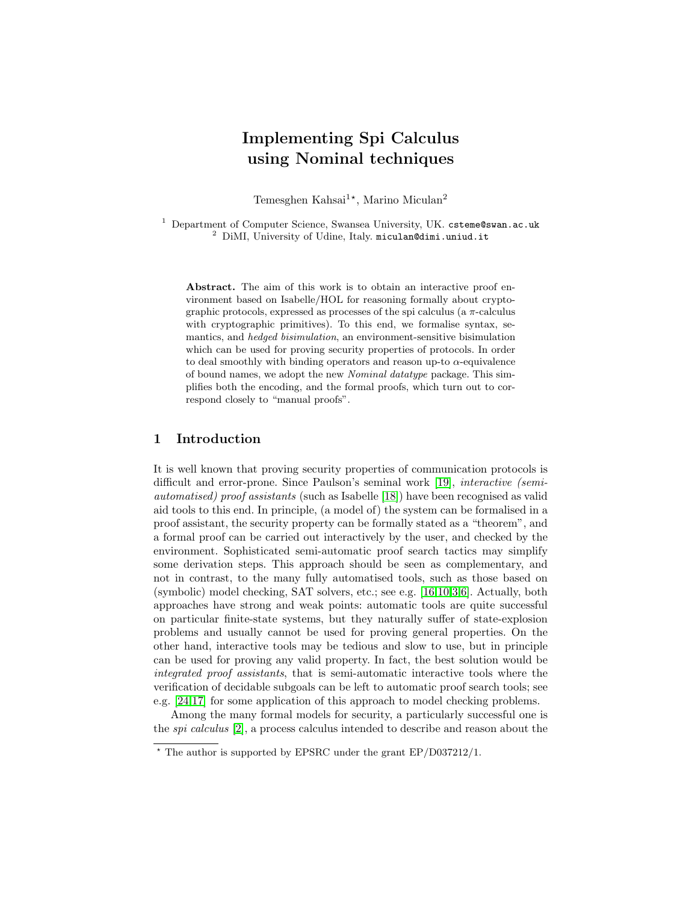# Implementing Spi Calculus using Nominal techniques

Temesghen Kahsai[1]*, Marino Miculan[2]

[1] Department of Computer Science, Swansea University, UK. csteme@swan.ac.uk
[2] DiMI, University of Udine, Italy. miculan@dimi.uniud.it

**Abstract.** The aim of this work is to obtain an interactive proof environment based on Isabelle/HOL for reasoning formally about cryptographic protocols, expressed as processes of the spi calculus (a $\pi$-calculus with cryptographic primitives). To this end, we formalise syntax, semantics, and *hedged bisimulation*, an environment-sensitive bisimulation which can be used for proving security properties of protocols. In order to deal smoothly with binding operators and reason up-to $\alpha$-equivalence of bound names, we adopt the new *Nominal datatype* package. This simplifies both the encoding, and the formal proofs, which turn out to correspond closely to "manual proofs".

## 1 Introduction

It is well known that proving security properties of communication protocols is difficult and error-prone. Since Paulson's seminal work [19], *interactive (semi-automatised) proof assistants* (such as Isabelle [18]) have been recognised as valid aid tools to this end. In principle, (a model of) the system can be formalised in a proof assistant, the security property can be formally stated as a "theorem", and a formal proof can be carried out interactively by the user, and checked by the environment. Sophisticated semi-automatic proof search tactics may simplify some derivation steps. This approach should be seen as complementary, and not in contrast, to the many fully automatised tools, such as those based on (symbolic) model checking, SAT solvers, etc.; see e.g. [16,10,3,6]. Actually, both approaches have strong and weak points: automatic tools are quite successful on particular finite-state systems, but they naturally suffer of state-explosion problems and usually cannot be used for proving general properties. On the other hand, interactive tools may be tedious and slow to use, but in principle can be used for proving any valid property. In fact, the best solution would be *integrated proof assistants*, that is semi-automatic interactive tools where the verification of decidable subgoals can be left to automatic proof search tools; see e.g. [24,17] for some application of this approach to model checking problems.

Among the many formal models for security, a particularly successful one is the *spi calculus* [2], a process calculus intended to describe and reason about the

* The author is supported by EPSRC under the grant EP/D037212/1.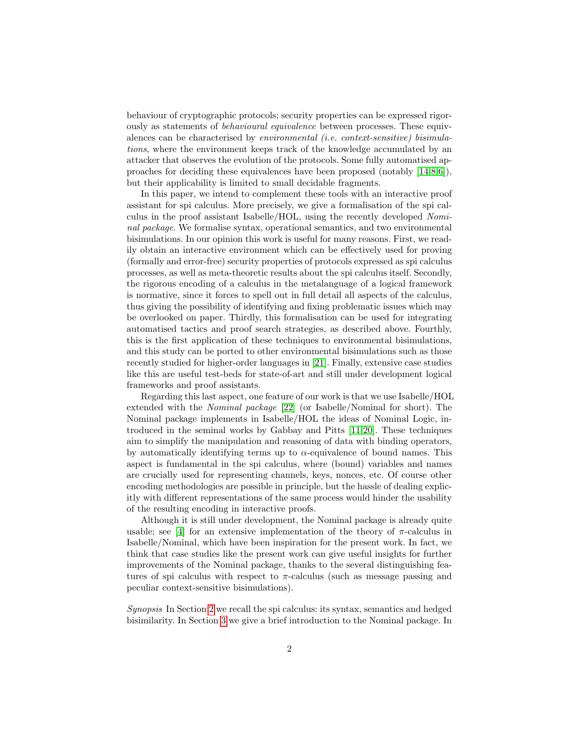behaviour of cryptographic protocols; security properties can be expressed rigorously as statements of *behavioural equivalence* between processes. These equivalences can be characterised by *environmental (i.e. context-sensitive) bisimulations*, where the environment keeps track of the knowledge accumulated by an attacker that observes the evolution of the protocols. Some fully automatised approaches for deciding these equivalences have been proposed (notably [14,8,6]), but their applicability is limited to small decidable fragments.

In this paper, we intend to complement these tools with an interactive proof assistant for spi calculus. More precisely, we give a formalisation of the spi calculus in the proof assistant Isabelle/HOL, using the recently developed *Nominal package*. We formalise syntax, operational semantics, and two environmental bisimulations. In our opinion this work is useful for many reasons. First, we readily obtain an interactive environment which can be effectively used for proving (formally and error-free) security properties of protocols expressed as spi calculus processes, as well as meta-theoretic results about the spi calculus itself. Secondly, the rigorous encoding of a calculus in the metalanguage of a logical framework is normative, since it forces to spell out in full detail all aspects of the calculus, thus giving the possibility of identifying and fixing problematic issues which may be overlooked on paper. Thirdly, this formalisation can be used for integrating automatised tactics and proof search strategies, as described above. Fourthly, this is the first application of these techniques to environmental bisimulations, and this study can be ported to other environmental bisimulations such as those recently studied for higher-order languages in [21]. Finally, extensive case studies like this are useful test-beds for state-of-art and still under development logical frameworks and proof assistants.

Regarding this last aspect, one feature of our work is that we use Isabelle/HOL extended with the *Nominal package* [22] (or Isabelle/Nominal for short). The Nominal package implements in Isabelle/HOL the ideas of Nominal Logic, introduced in the seminal works by Gabbay and Pitts [11,20]. These techniques aim to simplify the manipulation and reasoning of data with binding operators, by automatically identifying terms up to $\alpha$-equivalence of bound names. This aspect is fundamental in the spi calculus, where (bound) variables and names are crucially used for representing channels, keys, nonces, etc. Of course other encoding methodologies are possible in principle, but the hassle of dealing explicitly with different representations of the same process would hinder the usability of the resulting encoding in interactive proofs.

Although it is still under development, the Nominal package is already quite usable; see [4] for an extensive implementation of the theory of $\pi$-calculus in Isabelle/Nominal, which have been inspiration for the present work. In fact, we think that case studies like the present work can give useful insights for further improvements of the Nominal package, thanks to the several distinguishing features of spi calculus with respect to $\pi$-calculus (such as message passing and peculiar context-sensitive bisimulations).

*Synopsis* In Section 2 we recall the spi calculus: its syntax, semantics and hedged bisimilarity. In Section 3 we give a brief introduction to the Nominal package. In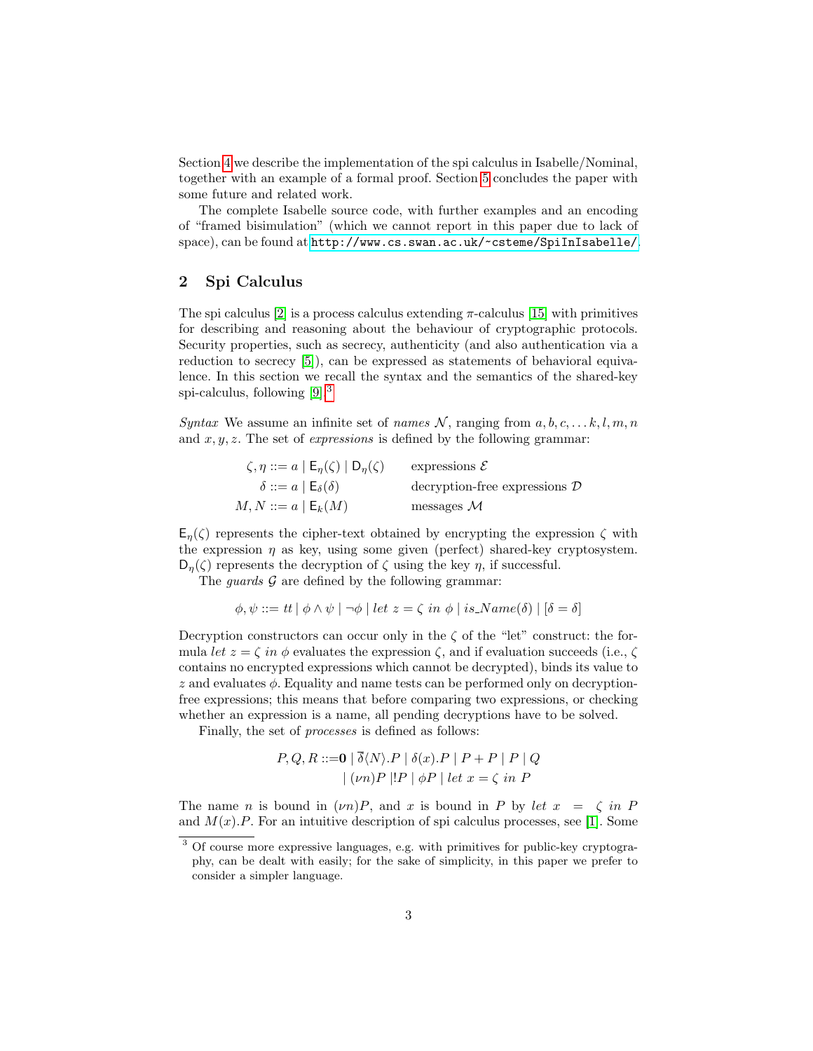Section 4 we describe the implementation of the spi calculus in Isabelle/Nominal, together with an example of a formal proof. Section 5 concludes the paper with some future and related work.

The complete Isabelle source code, with further examples and an encoding of "framed bisimulation" (which we cannot report in this paper due to lack of space), can be found at http://www.cs.swan.ac.uk/~csteme/SpiInIsabelle/.

## 2 Spi Calculus

The spi calculus [2] is a process calculus extending $\pi$-calculus [15] with primitives for describing and reasoning about the behaviour of cryptographic protocols. Security properties, such as secrecy, authenticity (and also authentication via a reduction to secrecy [5]), can be expressed as statements of behavioral equivalence. In this section we recall the syntax and the semantics of the shared-key spi-calculus, following [9].[3]

*Syntax* We assume an infinite set of *names* $\mathcal{N}$, ranging from $a, b, c, \ldots k, l, m, n$ and $x, y, z$. The set of *expressions* is defined by the following grammar:

$$
\begin{array}{rll}
\zeta, \eta ::= a \mid \mathsf{E}_\eta(\zeta) \mid \mathsf{D}_\eta(\zeta) & & \text{expressions } \mathcal{E} \\
\delta ::= a \mid \mathsf{E}_\delta(\delta) & & \text{decryption-free expressions } \mathcal{D} \\
M, N ::= a \mid \mathsf{E}_k(M) & & \text{messages } \mathcal{M}
\end{array}
$$

$\mathsf{E}_\eta(\zeta)$ represents the cipher-text obtained by encrypting the expression $\zeta$ with the expression $\eta$ as key, using some given (perfect) shared-key cryptosystem. $\mathsf{D}_\eta(\zeta)$ represents the decryption of $\zeta$ using the key $\eta$, if successful.

The *guards* $\mathcal{G}$ are defined by the following grammar:

$$
\phi, \psi ::= tt \mid \phi \wedge \psi \mid \neg\phi \mid let\ z = \zeta\ in\ \phi \mid is\_Name(\delta) \mid [\delta = \delta]
$$

Decryption constructors can occur only in the $\zeta$ of the "let" construct: the formula $let\ z = \zeta\ in\ \phi$ evaluates the expression $\zeta$, and if evaluation succeeds (i.e., $\zeta$ contains no encrypted expressions which cannot be decrypted), binds its value to $z$ and evaluates $\phi$. Equality and name tests can be performed only on decryption-free expressions; this means that before comparing two expressions, or checking whether an expression is a name, all pending decryptions have to be solved.

Finally, the set of *processes* is defined as follows:

$$
\begin{array}{rl}
P, Q, R ::= & \mathbf{0} \mid \overline{\delta}\langle N\rangle.P \mid \delta(x).P \mid P + P \mid P \mid Q \\
& \mid (\nu n)P \mid !P \mid \phi P \mid let\ x = \zeta\ in\ P
\end{array}
$$

The name $n$ is bound in $(\nu n)P$, and $x$ is bound in $P$ by $let\ x = \zeta\ in\ P$ and $M(x).P$. For an intuitive description of spi calculus processes, see [1]. Some

[3] Of course more expressive languages, e.g. with primitives for public-key cryptography, can be dealt with easily; for the sake of simplicity, in this paper we prefer to consider a simpler language.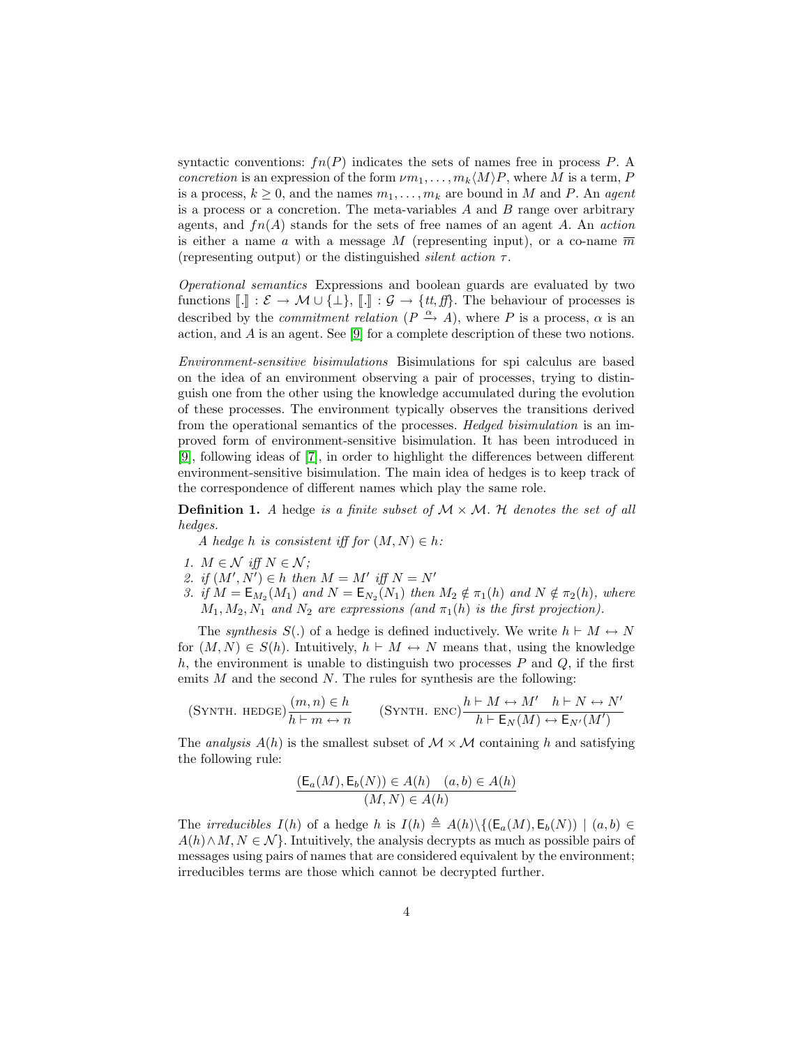syntactic conventions: $fn(P)$ indicates the sets of names free in process $P$. A *concretion* is an expression of the form $\nu m_1, \ldots, m_k \langle M \rangle P$, where $M$ is a term, $P$ is a process, $k \geq 0$, and the names $m_1, \ldots, m_k$ are bound in $M$ and $P$. An *agent* is a process or a concretion. The meta-variables $A$ and $B$ range over arbitrary agents, and $fn(A)$ stands for the sets of free names of an agent $A$. An *action* is either a name $a$ with a message $M$ (representing input), or a co-name $\overline{m}$ (representing output) or the distinguished *silent action* $\tau$.

*Operational semantics* Expressions and boolean guards are evaluated by two functions $[\![.]\!] : \mathcal{E} \rightarrow \mathcal{M} \cup \{\bot\}$, $[\![.]\!] : \mathcal{G} \rightarrow \{tt, ff\}$. The behaviour of processes is described by the *commitment relation* ($P \xrightarrow{\alpha} A$), where $P$ is a process, $\alpha$ is an action, and $A$ is an agent. See [9] for a complete description of these two notions.

*Environment-sensitive bisimulations* Bisimulations for spi calculus are based on the idea of an environment observing a pair of processes, trying to distinguish one from the other using the knowledge accumulated during the evolution of these processes. The environment typically observes the transitions derived from the operational semantics of the processes. *Hedged bisimulation* is an improved form of environment-sensitive bisimulation. It has been introduced in [9], following ideas of [7], in order to highlight the differences between different environment-sensitive bisimulation. The main idea of hedges is to keep track of the correspondence of different names which play the same role.

**Definition 1.** *A* hedge *is a finite subset of $\mathcal{M} \times \mathcal{M}$. $\mathcal{H}$ denotes the set of all hedges.*

*A hedge $h$ is consistent iff for $(M, N) \in h$:*

1. *$M \in \mathcal{N}$ iff $N \in \mathcal{N}$;*
2. *if $(M', N') \in h$ then $M = M'$ iff $N = N'$*
3. *if $M = \mathsf{E}_{M_2}(M_1)$ and $N = \mathsf{E}_{N_2}(N_1)$ then $M_2 \notin \pi_1(h)$ and $N \notin \pi_2(h)$, where $M_1, M_2, N_1$ and $N_2$ are expressions (and $\pi_1(h)$ is the first projection).*

The *synthesis* $S(.)$ of a hedge is defined inductively. We write $h \vdash M \leftrightarrow N$ for $(M, N) \in S(h)$. Intuitively, $h \vdash M \leftrightarrow N$ means that, using the knowledge $h$, the environment is unable to distinguish two processes $P$ and $Q$, if the first emits $M$ and the second $N$. The rules for synthesis are the following:

$$(\text{Synth. hedge})\frac{(m, n) \in h}{h \vdash m \leftrightarrow n} \qquad (\text{Synth. enc})\frac{h \vdash M \leftrightarrow M' \quad h \vdash N \leftrightarrow N'}{h \vdash \mathsf{E}_N(M) \leftrightarrow \mathsf{E}_{N'}(M')}$$

The *analysis* $A(h)$ is the smallest subset of $\mathcal{M} \times \mathcal{M}$ containing $h$ and satisfying the following rule:

$$\frac{(\mathsf{E}_a(M), \mathsf{E}_b(N)) \in A(h) \quad (a, b) \in A(h)}{(M, N) \in A(h)}$$

The *irreducibles* $I(h)$ of a hedge $h$ is $I(h) \triangleq A(h) \backslash \{(\mathsf{E}_a(M), \mathsf{E}_b(N)) \mid (a, b) \in A(h) \wedge M, N \in \mathcal{N}\}$. Intuitively, the analysis decrypts as much as possible pairs of messages using pairs of names that are considered equivalent by the environment; irreducibles terms are those which cannot be decrypted further.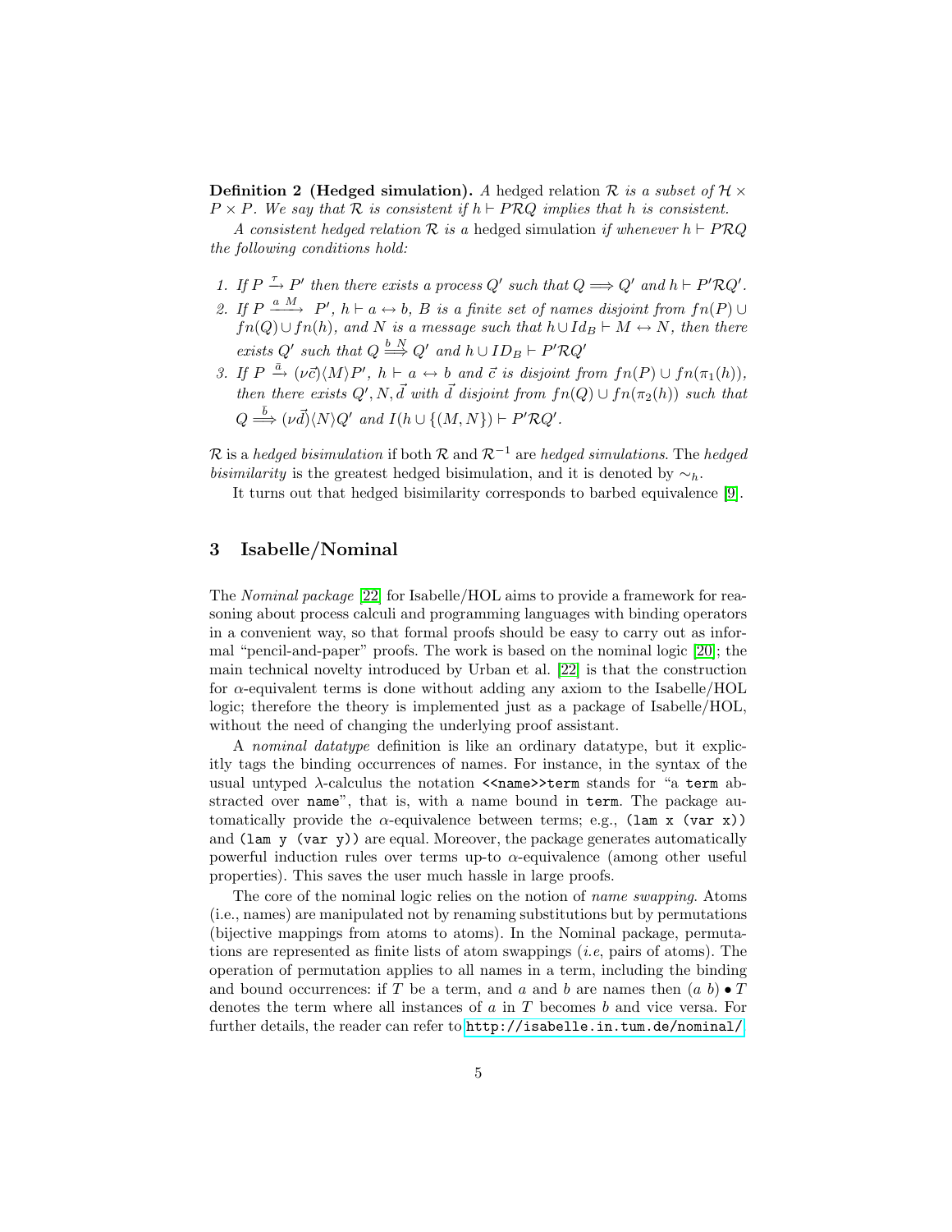**Definition 2 (Hedged simulation).** *A* hedged relation *$\mathcal{R}$ is a subset of $\mathcal{H} \times P \times P$. We say that $\mathcal{R}$ is consistent if $h \vdash P \mathcal{R} Q$ implies that $h$ is consistent.*

*A consistent hedged relation $\mathcal{R}$ is a* hedged simulation *if whenever $h \vdash P \mathcal{R} Q$ the following conditions hold:*

1. *If $P \xrightarrow{\tau} P'$ then there exists a process $Q'$ such that $Q \Longrightarrow Q'$ and $h \vdash P' \mathcal{R} Q'$.*
2. *If $P \xrightarrow{a\ M} P'$, $h \vdash a \leftrightarrow b$, $B$ is a finite set of names disjoint from $fn(P) \cup fn(Q) \cup fn(h)$, and $N$ is a message such that $h \cup Id_B \vdash M \leftrightarrow N$, then there exists $Q'$ such that $Q \stackrel{b\ N}{\Longrightarrow} Q'$ and $h \cup ID_B \vdash P' \mathcal{R} Q'$*
3. *If $P \xrightarrow{\bar{a}} (\nu \vec{c})\langle M \rangle P'$, $h \vdash a \leftrightarrow b$ and $\vec{c}$ is disjoint from $fn(P) \cup fn(\pi_1(h))$, then there exists $Q', N, \vec{d}$ with $\vec{d}$ disjoint from $fn(Q) \cup fn(\pi_2(h))$ such that $Q \stackrel{\bar{b}}{\Longrightarrow} (\nu \vec{d})\langle N \rangle Q'$ and $I(h \cup \{(M, N\}) \vdash P' \mathcal{R} Q'$.*

$\mathcal{R}$ is a *hedged bisimulation* if both $\mathcal{R}$ and $\mathcal{R}^{-1}$ are *hedged simulations*. The *hedged bisimilarity* is the greatest hedged bisimulation, and it is denoted by $\sim_h$.

It turns out that hedged bisimilarity corresponds to barbed equivalence [9].

## 3 Isabelle/Nominal

The *Nominal package* [22] for Isabelle/HOL aims to provide a framework for reasoning about process calculi and programming languages with binding operators in a convenient way, so that formal proofs should be easy to carry out as informal "pencil-and-paper" proofs. The work is based on the nominal logic [20]; the main technical novelty introduced by Urban et al. [22] is that the construction for $\alpha$-equivalent terms is done without adding any axiom to the Isabelle/HOL logic; therefore the theory is implemented just as a package of Isabelle/HOL, without the need of changing the underlying proof assistant.

A *nominal datatype* definition is like an ordinary datatype, but it explicitly tags the binding occurrences of names. For instance, in the syntax of the usual untyped $\lambda$-calculus the notation `<<name>>term` stands for "a `term` abstracted over `name`", that is, with a name bound in `term`. The package automatically provide the $\alpha$-equivalence between terms; e.g., `(lam x (var x))` and `(lam y (var y))` are equal. Moreover, the package generates automatically powerful induction rules over terms up-to $\alpha$-equivalence (among other useful properties). This saves the user much hassle in large proofs.

The core of the nominal logic relies on the notion of *name swapping*. Atoms (i.e., names) are manipulated not by renaming substitutions but by permutations (bijective mappings from atoms to atoms). In the Nominal package, permutations are represented as finite lists of atom swappings (*i.e*, pairs of atoms). The operation of permutation applies to all names in a term, including the binding and bound occurrences: if $T$ be a term, and $a$ and $b$ are names then $(a\ b) \bullet T$ denotes the term where all instances of $a$ in $T$ becomes $b$ and vice versa. For further details, the reader can refer to `http://isabelle.in.tum.de/nominal/`.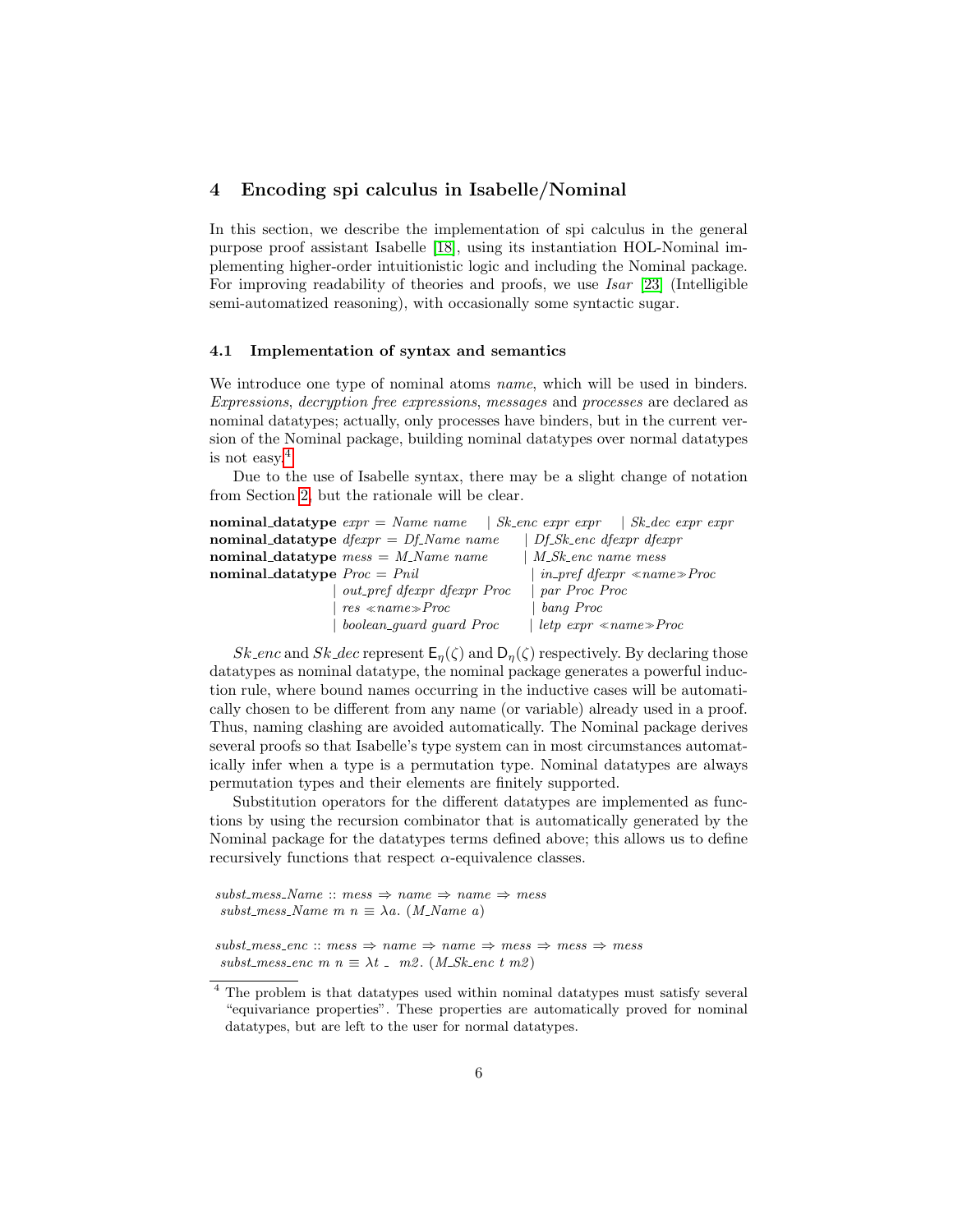## 4 Encoding spi calculus in Isabelle/Nominal

In this section, we describe the implementation of spi calculus in the general purpose proof assistant Isabelle [18], using its instantiation HOL-Nominal implementing higher-order intuitionistic logic and including the Nominal package. For improving readability of theories and proofs, we use *Isar* [23] (Intelligible semi-automatized reasoning), with occasionally some syntactic sugar.

### 4.1 Implementation of syntax and semantics

We introduce one type of nominal atoms *name*, which will be used in binders. *Expressions*, *decryption free expressions*, *messages* and *processes* are declared as nominal datatypes; actually, only processes have binders, but in the current version of the Nominal package, building nominal datatypes over normal datatypes is not easy.[4]

Due to the use of Isabelle syntax, there may be a slight change of notation from Section 2, but the rationale will be clear.

```
nominal_datatype expr = Name name    | Sk_enc expr expr    | Sk_dec expr expr
nominal_datatype dfexpr = Df_Name name    | Df_Sk_enc dfexpr dfexpr
nominal_datatype mess = M_Name name    | M_Sk_enc name mess
nominal_datatype Proc = Pnil    | in_pref dfexpr «name»Proc
                      | out_pref dfexpr dfexpr Proc    | par Proc Proc
                      | res «name»Proc    | bang Proc
                      | boolean_guard guard Proc    | letp expr «name»Proc
```

*Sk_enc* and *Sk_dec* represent $\mathsf{E}_\eta(\zeta)$ and $\mathsf{D}_\eta(\zeta)$ respectively. By declaring those datatypes as nominal datatype, the nominal package generates a powerful induction rule, where bound names occurring in the inductive cases will be automatically chosen to be different from any name (or variable) already used in a proof. Thus, naming clashing are avoided automatically. The Nominal package derives several proofs so that Isabelle's type system can in most circumstances automatically infer when a type is a permutation type. Nominal datatypes are always permutation types and their elements are finitely supported.

Substitution operators for the different datatypes are implemented as functions by using the recursion combinator that is automatically generated by the Nominal package for the datatypes terms defined above; this allows us to define recursively functions that respect $\alpha$-equivalence classes.

```
subst_mess_Name :: mess ⇒ name ⇒ name ⇒ mess
 subst_mess_Name m n ≡ λa. (M_Name a)

subst_mess_enc :: mess ⇒ name ⇒ name ⇒ mess ⇒ mess ⇒ mess
 subst_mess_enc m n ≡ λt _ m2. (M_Sk_enc t m2)
```

[4] The problem is that datatypes used within nominal datatypes must satisfy several "equivariance properties". These properties are automatically proved for nominal datatypes, but are left to the user for normal datatypes.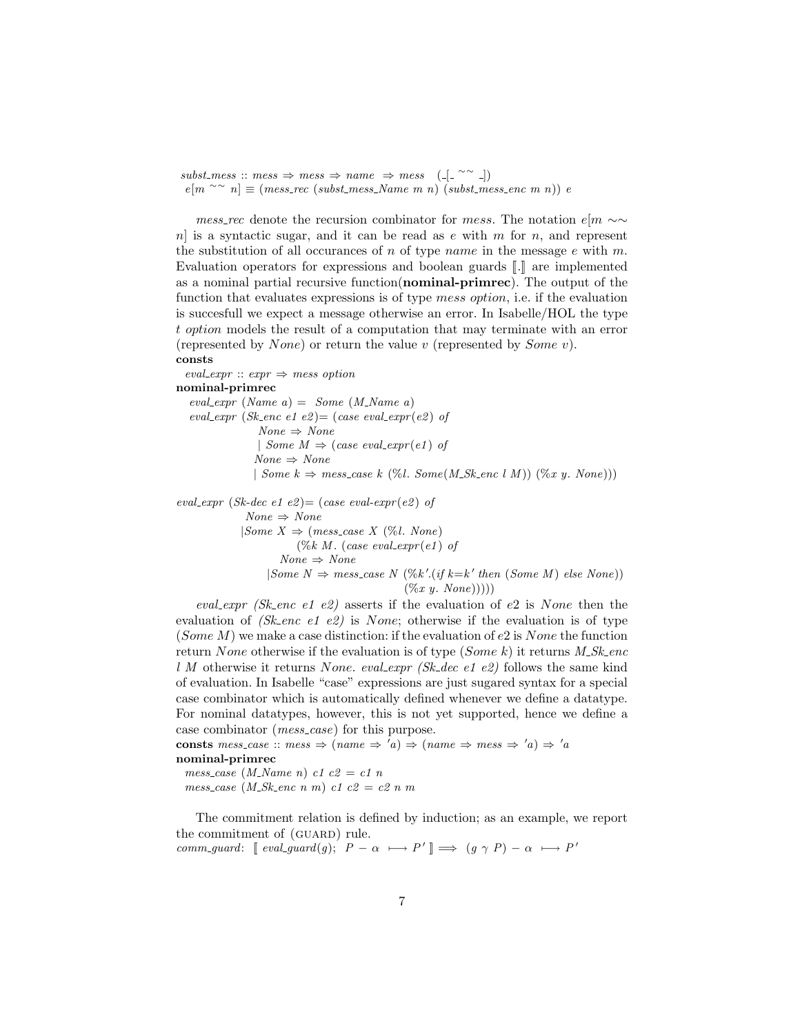```
subst_mess :: mess ⇒ mess ⇒ name  ⇒ mess   (_[_ ~~ _])
  e[m ~~ n] ≡ (mess_rec (subst_mess_Name m n) (subst_mess_enc m n)) e
```

*mess_rec* denote the recursion combinator for *mess*. The notation $e[m \sim\sim n]$ is a syntactic sugar, and it can be read as $e$ with $m$ for $n$, and represent the substitution of all occurances of $n$ of type *name* in the message $e$ with $m$. Evaluation operators for expressions and boolean guards $[\![.]\!]$ are implemented as a nominal partial recursive function(**nominal-primrec**). The output of the function that evaluates expressions is of type *mess option*, i.e. if the evaluation is succesfull we expect a message otherwise an error. In Isabelle/HOL the type *t option* models the result of a computation that may terminate with an error (represented by *None*) or return the value $v$ (represented by *Some v*).

```
consts
  eval_expr :: expr ⇒ mess option
nominal-primrec
   eval_expr (Name a) =  Some (M_Name a)
   eval_expr (Sk_enc e1 e2)= (case eval_expr(e2) of
                 None ⇒ None
                 | Some M ⇒ (case eval_expr(e1) of
                None ⇒ None
                | Some k ⇒ mess_case k (%l. Some(M_Sk_enc l M)) (%x y. None)))

eval_expr (Sk-dec e1 e2)= (case eval-expr(e2) of
              None ⇒ None
             |Some X ⇒ (mess_case X (%l. None)
                        (%k M. (case eval_expr(e1) of
                   None ⇒ None
                |Some N ⇒ mess_case N (%k'.(if k=k' then (Some M) else None))
                                          (%x y. None)))))
```

*eval_expr (Sk_enc e1 e2)* asserts if the evaluation of $e2$ is *None* then the evaluation of *(Sk_enc e1 e2)* is *None*; otherwise if the evaluation is of type (*Some M*) we make a case distinction: if the evaluation of $e2$ is *None* the function return *None* otherwise if the evaluation is of type (*Some k*) it returns *M_Sk_enc l M* otherwise it returns *None*. *eval_expr (Sk_dec e1 e2)* follows the same kind of evaluation. In Isabelle "case" expressions are just sugared syntax for a special case combinator which is automatically defined whenever we define a datatype. For nominal datatypes, however, this is not yet supported, hence we define a case combinator (*mess_case*) for this purpose.

```
consts mess_case :: mess ⇒ (name ⇒ 'a) ⇒ (name ⇒ mess ⇒ 'a) ⇒ 'a
nominal-primrec
  mess_case (M_Name n) c1 c2 = c1 n
  mess_case (M_Sk_enc n m) c1 c2 = c2 n m
```

The commitment relation is defined by induction; as an example, we report the commitment of (GUARD) rule.

```
comm_guard:  [[ eval_guard(g);  P − α  ⟼ P' ]] ⟹  (g γ P) − α  ⟼ P'
```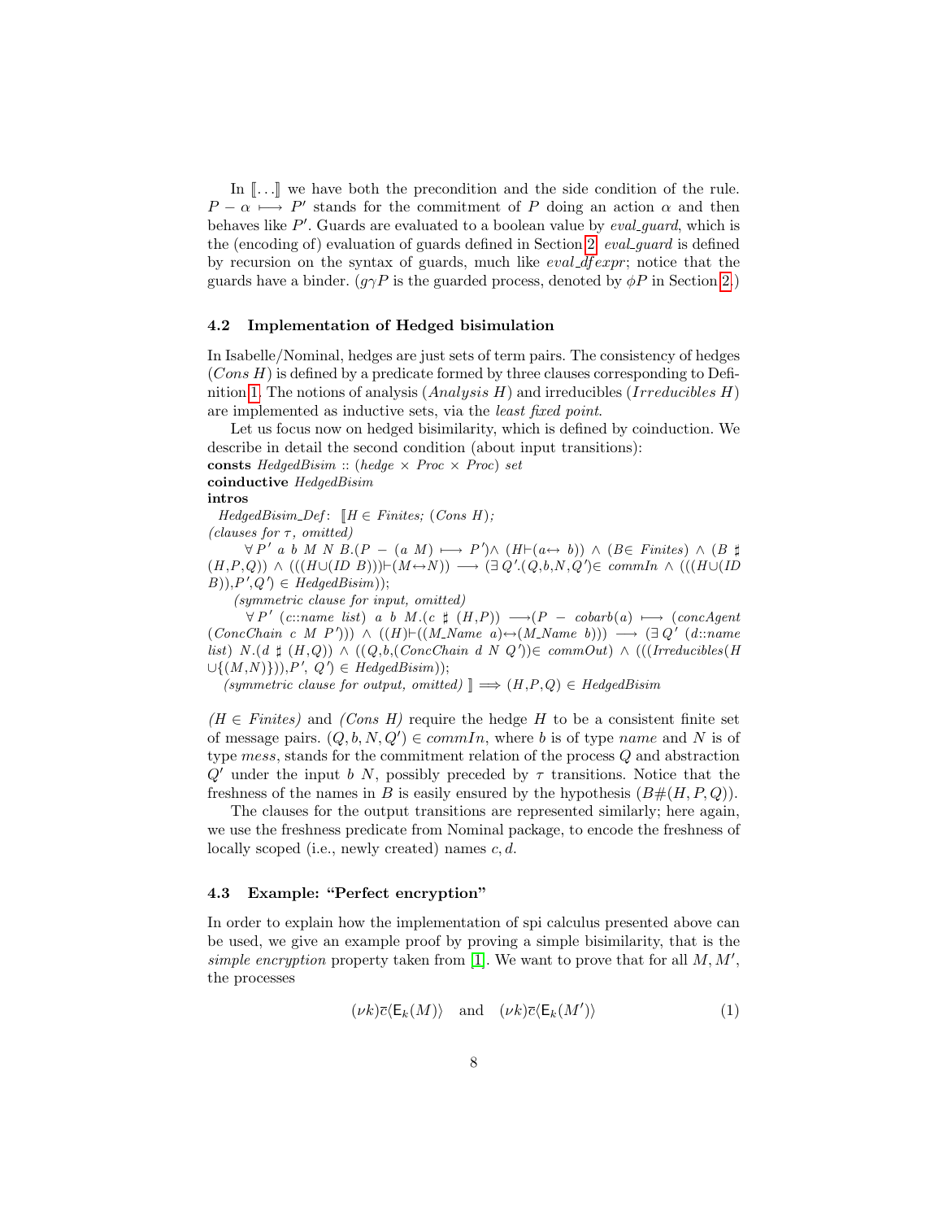In $[\![\ldots]\!]$ we have both the precondition and the side condition of the rule. $P - \alpha \longmapsto P'$ stands for the commitment of $P$ doing an action $\alpha$ and then behaves like $P'$. Guards are evaluated to a boolean value by *eval_guard*, which is the (encoding of) evaluation of guards defined in Section 2. *eval_guard* is defined by recursion on the syntax of guards, much like *eval_dfexpr*; notice that the guards have a binder. ($g\gamma P$ is the guarded process, denoted by $\phi P$ in Section 2.)

### 4.2 Implementation of Hedged bisimulation

In Isabelle/Nominal, hedges are just sets of term pairs. The consistency of hedges (*Cons H*) is defined by a predicate formed by three clauses corresponding to Definition 1. The notions of analysis (*Analysis H*) and irreducibles (*Irreducibles H*) are implemented as inductive sets, via the *least fixed point*.

Let us focus now on hedged bisimilarity, which is defined by coinduction. We describe in detail the second condition (about input transitions):

**consts** *HedgedBisim* :: (*hedge* × *Proc* × *Proc*) *set*
**coinductive** *HedgedBisim*
**intros**
*HedgedBisim_Def*: $[\![$*H* ∈ *Finites*; (*Cons H*);
*(clauses for* $\tau$*, omitted)*
∀ *P' a b M N B*.(*P* − (*a M*) ⟼ *P'*)∧ (*H*⊢(*a*↔ *b*)) ∧ (*B*∈ *Finites*) ∧ (*B* ♯ (*H*,*P*,*Q*)) ∧ (((*H*∪(*ID B*)))⊢(*M*↔*N*)) ⟶ (∃ *Q'*.(*Q*,*b*,*N*,*Q'*)∈ *commIn* ∧ (((*H*∪(*ID B*)),*P'*,*Q'*) ∈ *HedgedBisim*));
*(symmetric clause for input, omitted)*
∀ *P'* (*c*::*name list*) *a b M*.(*c* ♯ (*H*,*P*)) ⟶(*P* − *cobarb*(*a*) ⟼ (*concAgent* (*ConcChain c M P'*))) ∧ ((*H*)⊢((*M_Name a*)↔(*M_Name b*))) ⟶ (∃ *Q'* (*d*::*name list*) *N*.(*d* ♯ (*H*,*Q*)) ∧ ((*Q*,*b*,(*ConcChain d N Q'*))∈ *commOut*) ∧ (((*Irreducibles*(*H* ∪{(*M*,*N*)})),*P'*, *Q'*) ∈ *HedgedBisim*));
*(symmetric clause for output, omitted)* $]\!]$ ⟹ (*H*,*P*,*Q*) ∈ *HedgedBisim*

*(H* ∈ *Finites)* and *(Cons H)* require the hedge $H$ to be a consistent finite set of message pairs. $(Q, b, N, Q') \in commIn$, where $b$ is of type *name* and $N$ is of type *mess*, stands for the commitment relation of the process $Q$ and abstraction $Q'$ under the input $b\ N$, possibly preceded by $\tau$ transitions. Notice that the freshness of the names in $B$ is easily ensured by the hypothesis $(B\#(H, P, Q))$.

The clauses for the output transitions are represented similarly; here again, we use the freshness predicate from Nominal package, to encode the freshness of locally scoped (i.e., newly created) names $c, d$.

### 4.3 Example: "Perfect encryption"

In order to explain how the implementation of spi calculus presented above can be used, we give an example proof by proving a simple bisimilarity, that is the *simple encryption* property taken from [1]. We want to prove that for all $M, M'$, the processes

$$(\nu k)\overline{c}\langle \mathsf{E}_k(M)\rangle \quad \text{and} \quad (\nu k)\overline{c}\langle \mathsf{E}_k(M')\rangle \tag{1}$$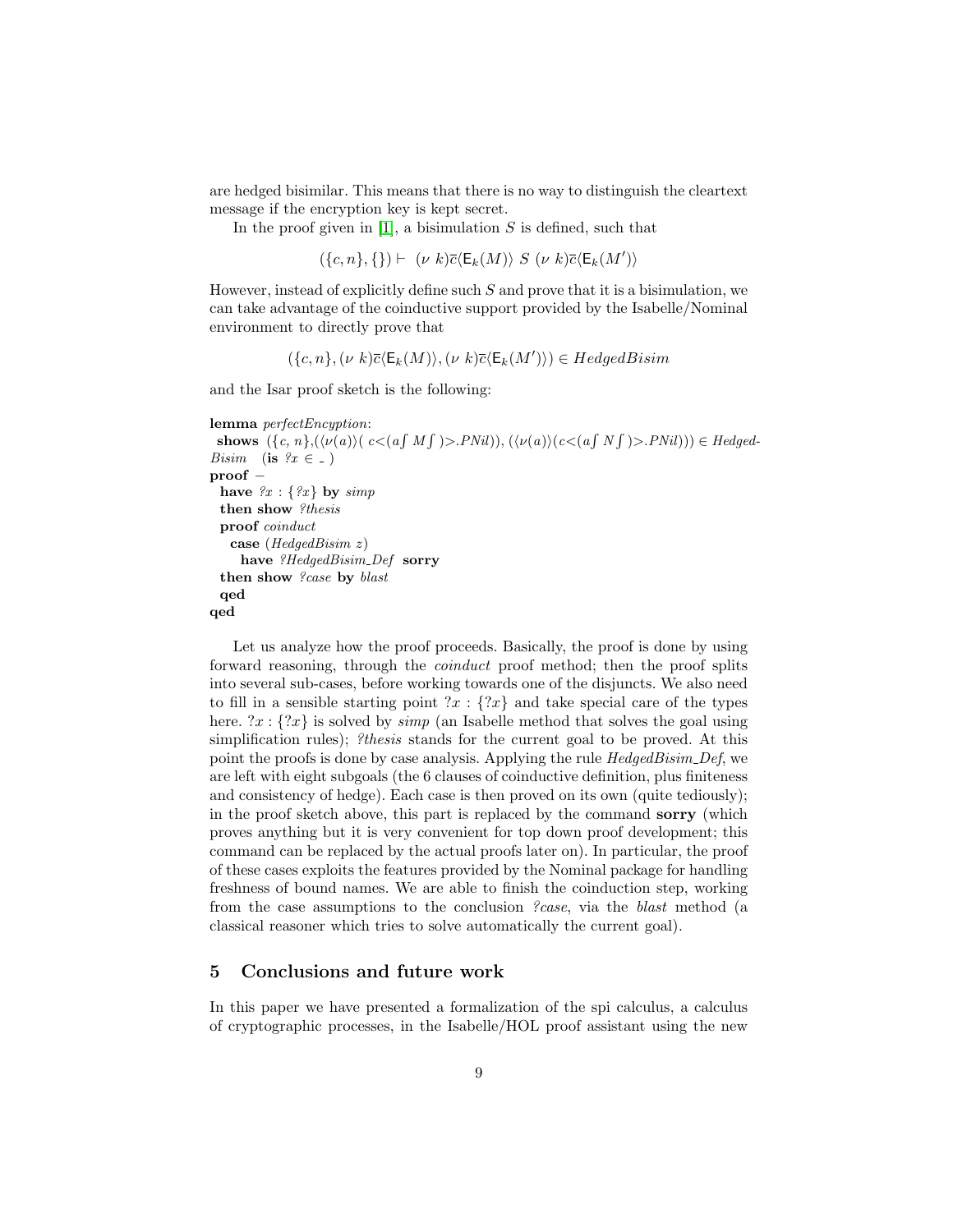are hedged bisimilar. This means that there is no way to distinguish the cleartext message if the encryption key is kept secret.

In the proof given in [1], a bisimulation $S$ is defined, such that

$$(\{c, n\}, \{\}) \vdash \ (\nu\ k)\overline{c}\langle \mathsf{E}_k(M)\rangle\ S\ (\nu\ k)\overline{c}\langle \mathsf{E}_k(M')\rangle$$

However, instead of explicitly define such $S$ and prove that it is a bisimulation, we can take advantage of the coinductive support provided by the Isabelle/Nominal environment to directly prove that

$$(\{c, n\}, (\nu\ k)\overline{c}\langle \mathsf{E}_k(M)\rangle, (\nu\ k)\overline{c}\langle \mathsf{E}_k(M')\rangle) \in HedgedBisim$$

and the Isar proof sketch is the following:

```
lemma perfectEncyption:
 shows ({c, n},(⟨ν(a)⟩( c<(a∫ M∫ )>.PNil)), (⟨ν(a)⟩(c<(a∫ N∫ )>.PNil))) ∈ Hedged-
Bisim   (is ?x ∈ _ )
proof −
  have ?x : {?x} by simp
  then show ?thesis
  proof coinduct
    case (HedgedBisim z)
      have ?HedgedBisim_Def sorry
  then show ?case by blast
  qed
qed
```

Let us analyze how the proof proceeds. Basically, the proof is done by using forward reasoning, through the *coinduct* proof method; then the proof splits into several sub-cases, before working towards one of the disjuncts. We also need to fill in a sensible starting point $?x : \{?x\}$ and take special care of the types here. $?x : \{?x\}$ is solved by *simp* (an Isabelle method that solves the goal using simplification rules); *?thesis* stands for the current goal to be proved. At this point the proofs is done by case analysis. Applying the rule *HedgedBisim_Def*, we are left with eight subgoals (the 6 clauses of coinductive definition, plus finiteness and consistency of hedge). Each case is then proved on its own (quite tediously); in the proof sketch above, this part is replaced by the command **sorry** (which proves anything but it is very convenient for top down proof development; this command can be replaced by the actual proofs later on). In particular, the proof of these cases exploits the features provided by the Nominal package for handling freshness of bound names. We are able to finish the coinduction step, working from the case assumptions to the conclusion *?case*, via the *blast* method (a classical reasoner which tries to solve automatically the current goal).

## 5 Conclusions and future work

In this paper we have presented a formalization of the spi calculus, a calculus of cryptographic processes, in the Isabelle/HOL proof assistant using the new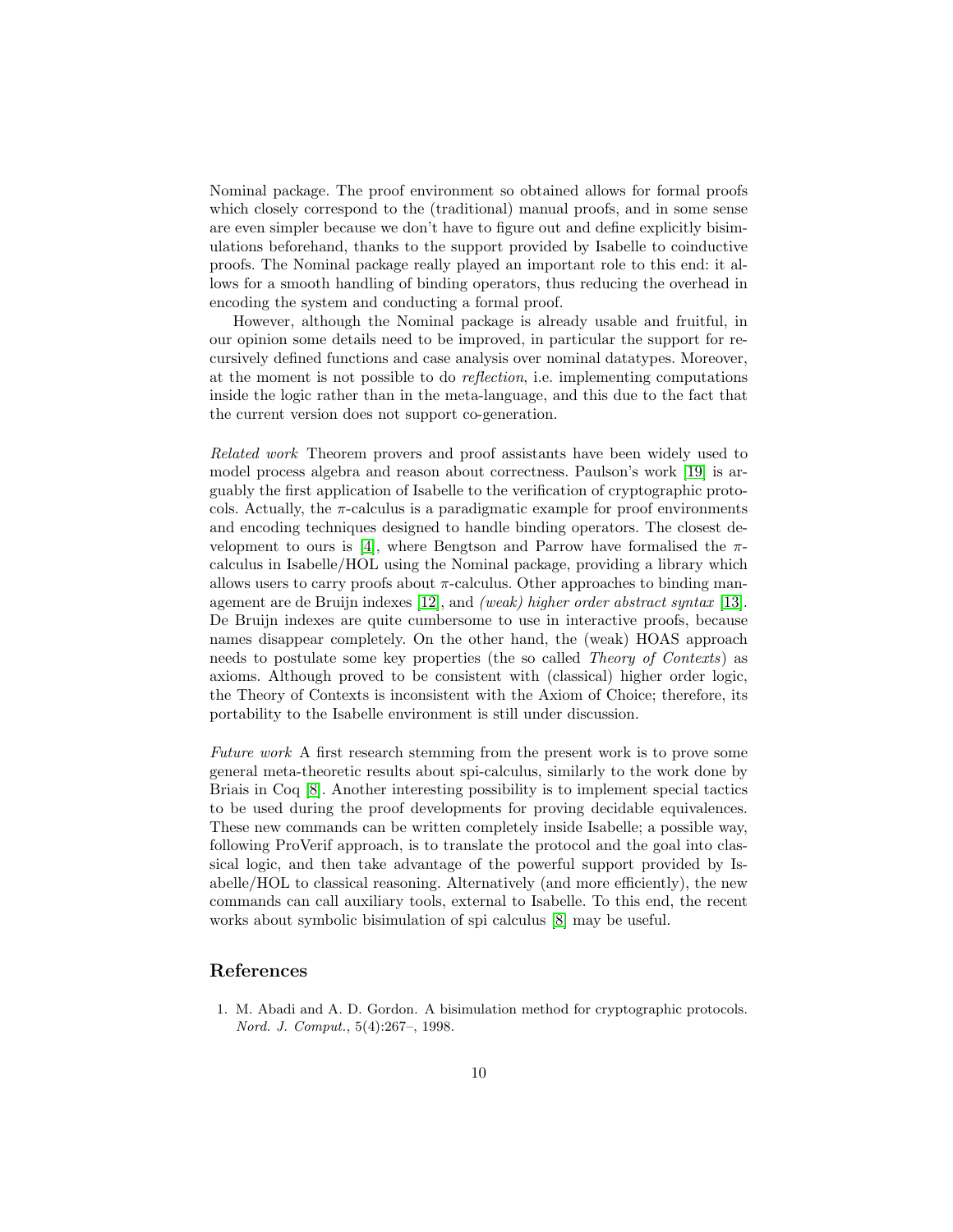Nominal package. The proof environment so obtained allows for formal proofs which closely correspond to the (traditional) manual proofs, and in some sense are even simpler because we don't have to figure out and define explicitly bisimulations beforehand, thanks to the support provided by Isabelle to coinductive proofs. The Nominal package really played an important role to this end: it allows for a smooth handling of binding operators, thus reducing the overhead in encoding the system and conducting a formal proof.

However, although the Nominal package is already usable and fruitful, in our opinion some details need to be improved, in particular the support for recursively defined functions and case analysis over nominal datatypes. Moreover, at the moment is not possible to do *reflection*, i.e. implementing computations inside the logic rather than in the meta-language, and this due to the fact that the current version does not support co-generation.

*Related work* Theorem provers and proof assistants have been widely used to model process algebra and reason about correctness. Paulson's work [19] is arguably the first application of Isabelle to the verification of cryptographic protocols. Actually, the $\pi$-calculus is a paradigmatic example for proof environments and encoding techniques designed to handle binding operators. The closest development to ours is [4], where Bengtson and Parrow have formalised the $\pi$-calculus in Isabelle/HOL using the Nominal package, providing a library which allows users to carry proofs about $\pi$-calculus. Other approaches to binding management are de Bruijn indexes [12], and *(weak) higher order abstract syntax* [13]. De Bruijn indexes are quite cumbersome to use in interactive proofs, because names disappear completely. On the other hand, the (weak) HOAS approach needs to postulate some key properties (the so called *Theory of Contexts*) as axioms. Although proved to be consistent with (classical) higher order logic, the Theory of Contexts is inconsistent with the Axiom of Choice; therefore, its portability to the Isabelle environment is still under discussion.

*Future work* A first research stemming from the present work is to prove some general meta-theoretic results about spi-calculus, similarly to the work done by Briais in Coq [8]. Another interesting possibility is to implement special tactics to be used during the proof developments for proving decidable equivalences. These new commands can be written completely inside Isabelle; a possible way, following ProVerif approach, is to translate the protocol and the goal into classical logic, and then take advantage of the powerful support provided by Isabelle/HOL to classical reasoning. Alternatively (and more efficiently), the new commands can call auxiliary tools, external to Isabelle. To this end, the recent works about symbolic bisimulation of spi calculus [8] may be useful.

## References

1. M. Abadi and A. D. Gordon. A bisimulation method for cryptographic protocols. *Nord. J. Comput.*, 5(4):267–, 1998.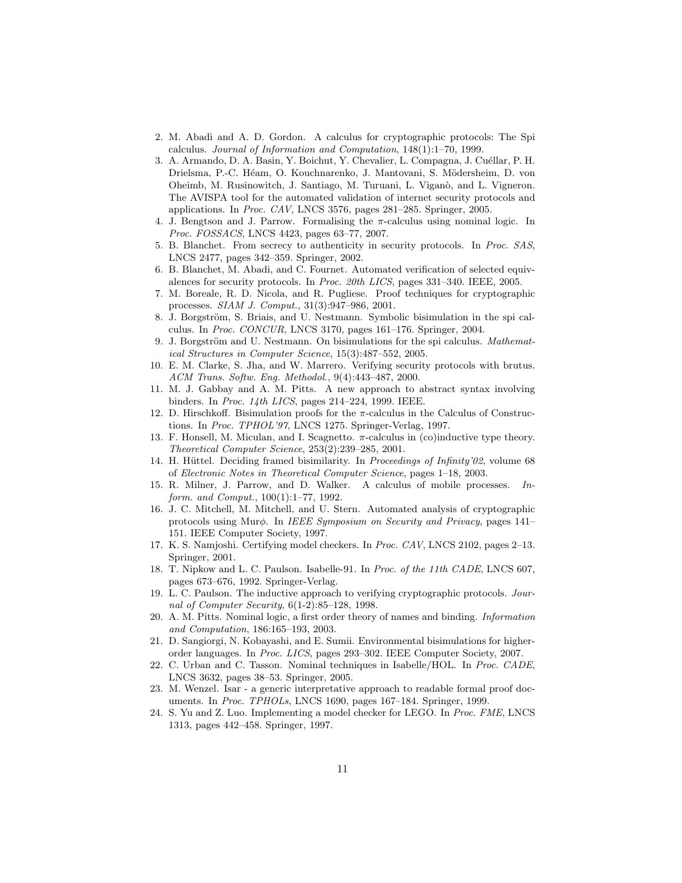2. M. Abadi and A. D. Gordon. A calculus for cryptographic protocols: The Spi calculus. *Journal of Information and Computation*, 148(1):1–70, 1999.
3. A. Armando, D. A. Basin, Y. Boichut, Y. Chevalier, L. Compagna, J. Cuéllar, P. H. Drielsma, P.-C. Héam, O. Kouchnarenko, J. Mantovani, S. Mödersheim, D. von Oheimb, M. Rusinowitch, J. Santiago, M. Turuani, L. Viganò, and L. Vigneron. The AVISPA tool for the automated validation of internet security protocols and applications. In *Proc. CAV*, LNCS 3576, pages 281–285. Springer, 2005.
4. J. Bengtson and J. Parrow. Formalising the $\pi$-calculus using nominal logic. In *Proc. FOSSACS*, LNCS 4423, pages 63–77, 2007.
5. B. Blanchet. From secrecy to authenticity in security protocols. In *Proc. SAS*, LNCS 2477, pages 342–359. Springer, 2002.
6. B. Blanchet, M. Abadi, and C. Fournet. Automated verification of selected equivalences for security protocols. In *Proc. 20th LICS*, pages 331–340. IEEE, 2005.
7. M. Boreale, R. D. Nicola, and R. Pugliese. Proof techniques for cryptographic processes. *SIAM J. Comput.*, 31(3):947–986, 2001.
8. J. Borgström, S. Briais, and U. Nestmann. Symbolic bisimulation in the spi calculus. In *Proc. CONCUR*, LNCS 3170, pages 161–176. Springer, 2004.
9. J. Borgström and U. Nestmann. On bisimulations for the spi calculus. *Mathematical Structures in Computer Science*, 15(3):487–552, 2005.
10. E. M. Clarke, S. Jha, and W. Marrero. Verifying security protocols with brutus. *ACM Trans. Softw. Eng. Methodol.*, 9(4):443–487, 2000.
11. M. J. Gabbay and A. M. Pitts. A new approach to abstract syntax involving binders. In *Proc. 14th LICS*, pages 214–224, 1999. IEEE.
12. D. Hirschkoff. Bisimulation proofs for the $\pi$-calculus in the Calculus of Constructions. In *Proc. TPHOL'97*, LNCS 1275. Springer-Verlag, 1997.
13. F. Honsell, M. Miculan, and I. Scagnetto. $\pi$-calculus in (co)inductive type theory. *Theoretical Computer Science*, 253(2):239–285, 2001.
14. H. Hüttel. Deciding framed bisimilarity. In *Proceedings of Infinity'02*, volume 68 of *Electronic Notes in Theoretical Computer Science*, pages 1–18, 2003.
15. R. Milner, J. Parrow, and D. Walker. A calculus of mobile processes. *Inform. and Comput.*, 100(1):1–77, 1992.
16. J. C. Mitchell, M. Mitchell, and U. Stern. Automated analysis of cryptographic protocols using Mur$\phi$. In *IEEE Symposium on Security and Privacy*, pages 141–151. IEEE Computer Society, 1997.
17. K. S. Namjoshi. Certifying model checkers. In *Proc. CAV*, LNCS 2102, pages 2–13. Springer, 2001.
18. T. Nipkow and L. C. Paulson. Isabelle-91. In *Proc. of the 11th CADE*, LNCS 607, pages 673–676, 1992. Springer-Verlag.
19. L. C. Paulson. The inductive approach to verifying cryptographic protocols. *Journal of Computer Security*, 6(1-2):85–128, 1998.
20. A. M. Pitts. Nominal logic, a first order theory of names and binding. *Information and Computation*, 186:165–193, 2003.
21. D. Sangiorgi, N. Kobayashi, and E. Sumii. Environmental bisimulations for higher-order languages. In *Proc. LICS*, pages 293–302. IEEE Computer Society, 2007.
22. C. Urban and C. Tasson. Nominal techniques in Isabelle/HOL. In *Proc. CADE*, LNCS 3632, pages 38–53. Springer, 2005.
23. M. Wenzel. Isar - a generic interpretative approach to readable formal proof documents. In *Proc. TPHOLs*, LNCS 1690, pages 167–184. Springer, 1999.
24. S. Yu and Z. Luo. Implementing a model checker for LEGO. In *Proc. FME*, LNCS 1313, pages 442–458. Springer, 1997.